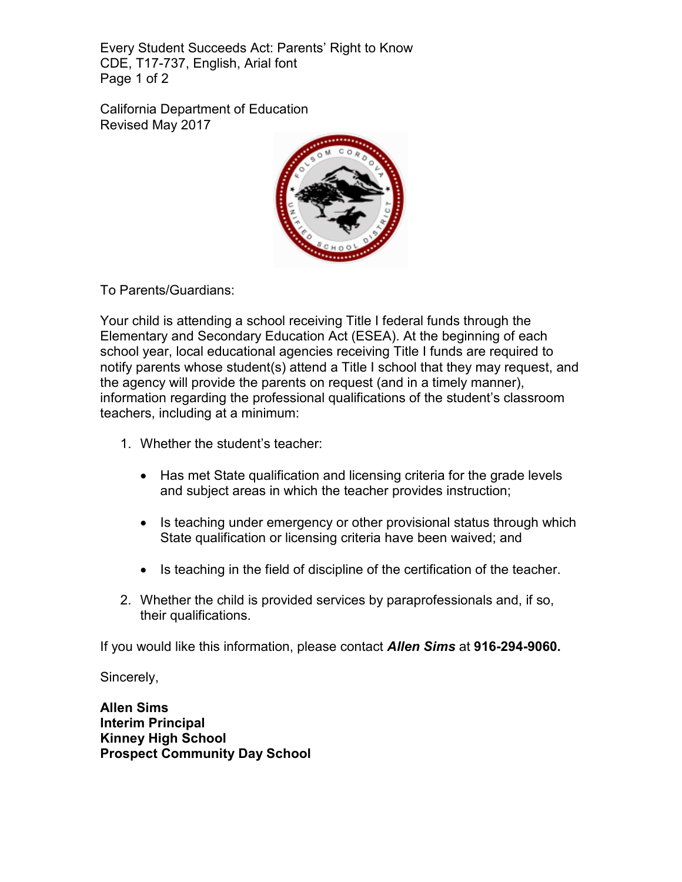Every Student Succeeds Act: Parents' Right to Know
CDE, T17-737, English, Arial font

California Department of Education
Revised May 2017

To Parents/Guardians:

Your child is attending a school receiving Title I federal funds through the Elementary and Secondary Education Act (ESEA). At the beginning of each school year, local educational agencies receiving Title I funds are required to notify parents whose student(s) attend a Title I school that they may request, and the agency will provide the parents on request (and in a timely manner), information regarding the professional qualifications of the student's classroom teachers, including at a minimum:

1. Whether the student's teacher:

   - Has met State qualification and licensing criteria for the grade levels and subject areas in which the teacher provides instruction;

   - Is teaching under emergency or other provisional status through which State qualification or licensing criteria have been waived; and

   - Is teaching in the field of discipline of the certification of the teacher.

2. Whether the child is provided services by paraprofessionals and, if so, their qualifications.

If you would like this information, please contact ***Allen Sims*** at **916-294-9060.**

Sincerely,

**Allen Sims**
**Interim Principal**
**Kinney High School**
**Prospect Community Day School**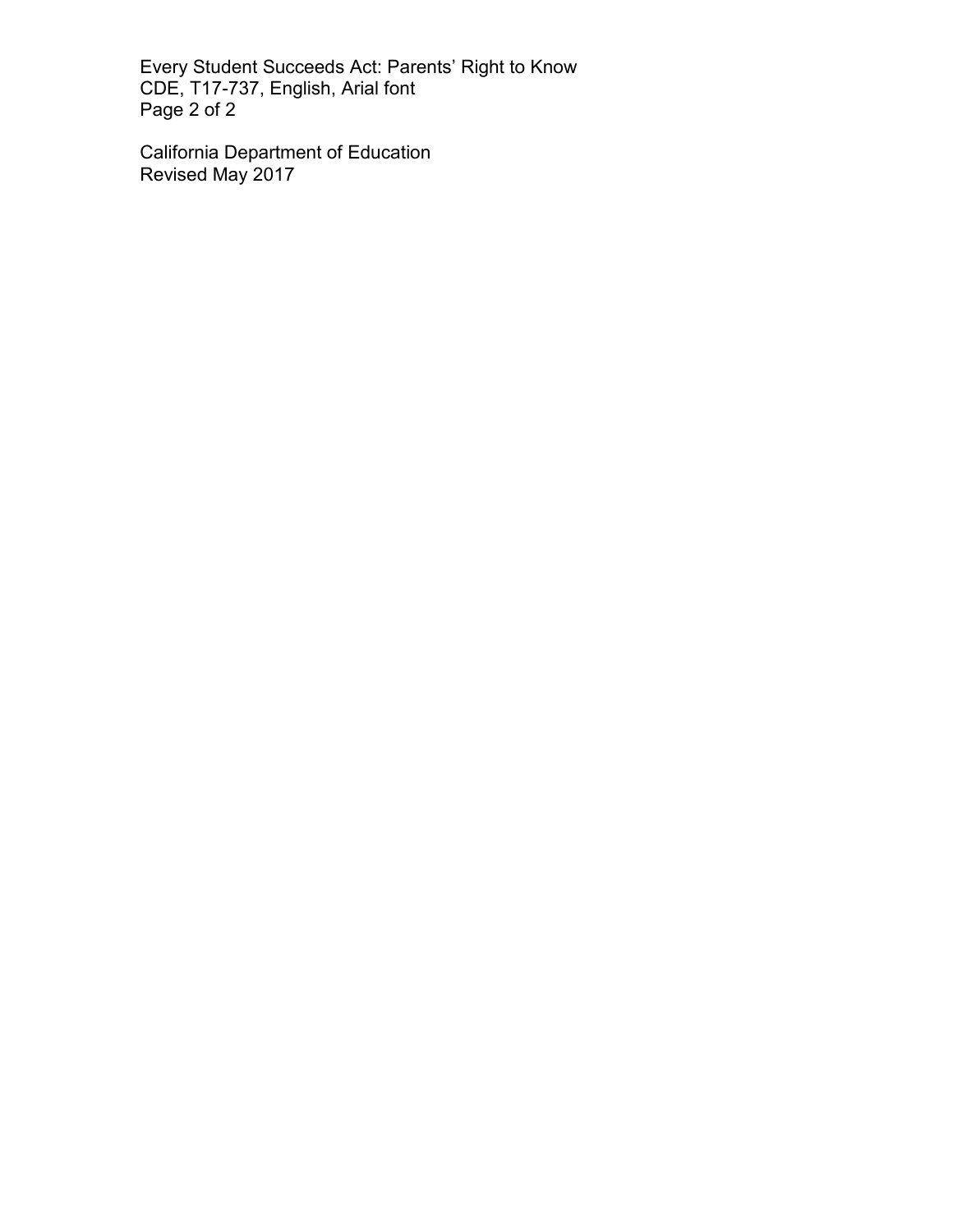California Department of Education
Revised May 2017